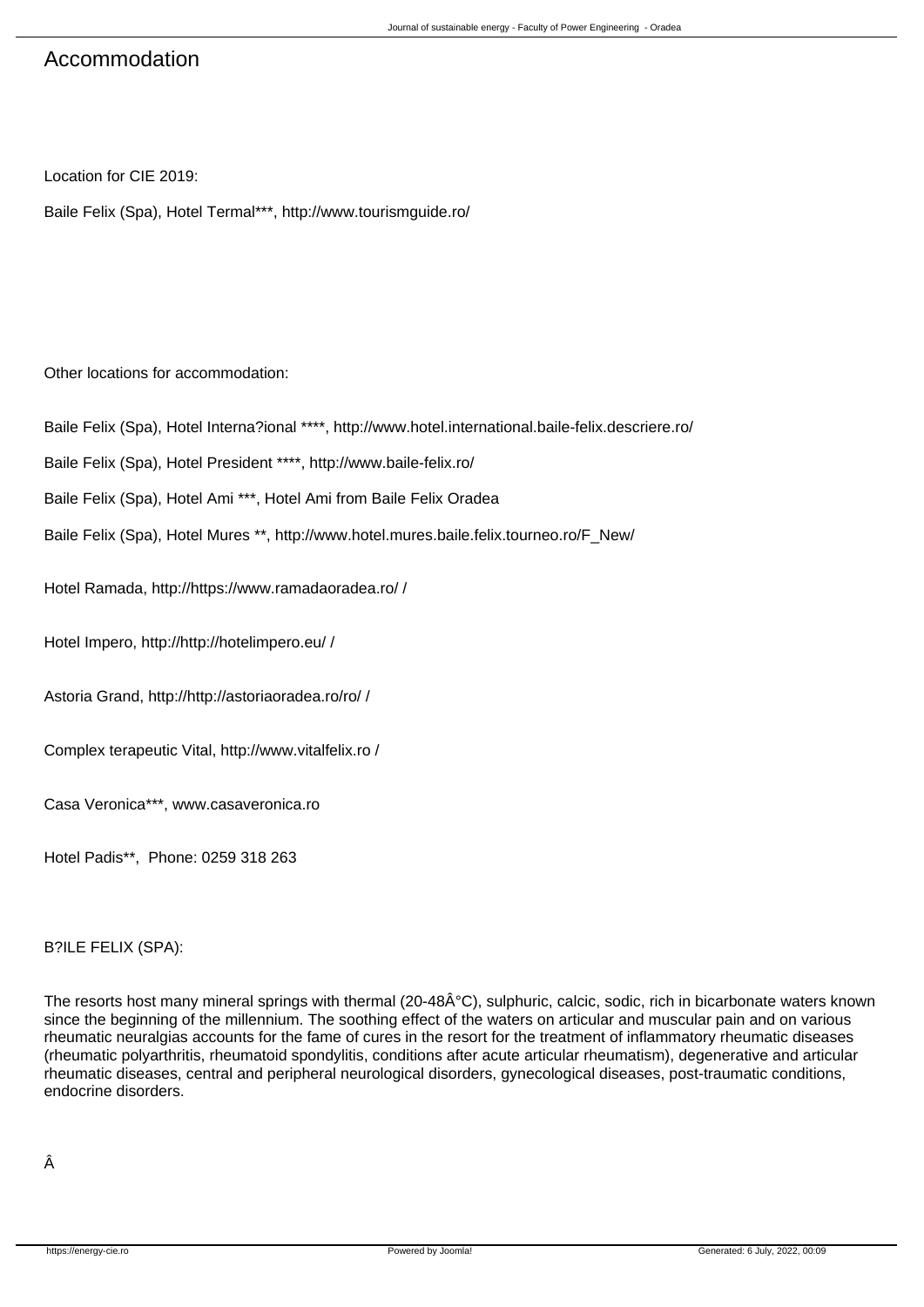# Accommodation

Location for CIE 2019:

Baile Felix (Spa), Hotel Termal***, http://www.tourismguide.ro/

Other locations for accommodation:

Baile Felix (Spa), Hotel Interna?ional ****, http://www.hotel.international.baile-felix.descriere.ro/

Baile Felix (Spa), Hotel President ****, http://www.baile-felix.ro/

Baile Felix (Spa), Hotel Ami ***, Hotel Ami from Baile Felix Oradea

Baile Felix (Spa), Hotel Mures **, http://www.hotel.mures.baile.felix.tourneo.ro/F_New/

Hotel Ramada, http://https://www.ramadaoradea.ro/ /

Hotel Impero, http://http://hotelimpero.eu/ /

Astoria Grand, http://http://astoriaoradea.ro/ro/ /

Complex terapeutic Vital, http://www.vitalfelix.ro /

Casa Veronica***, www.casaveronica.ro

Hotel Padis**,  Phone: 0259 318 263

B?ILE FELIX (SPA):

The resorts host many mineral springs with thermal (20-48Â°C), sulphuric, calcic, sodic, rich in bicarbonate waters known since the beginning of the millennium. The soothing effect of the waters on articular and muscular pain and on various rheumatic neuralgias accounts for the fame of cures in the resort for the treatment of inflammatory rheumatic diseases (rheumatic polyarthritis, rheumatoid spondylitis, conditions after acute articular rheumatism), degenerative and articular rheumatic diseases, central and peripheral neurological disorders, gynecological diseases, post-traumatic conditions, endocrine disorders.

Â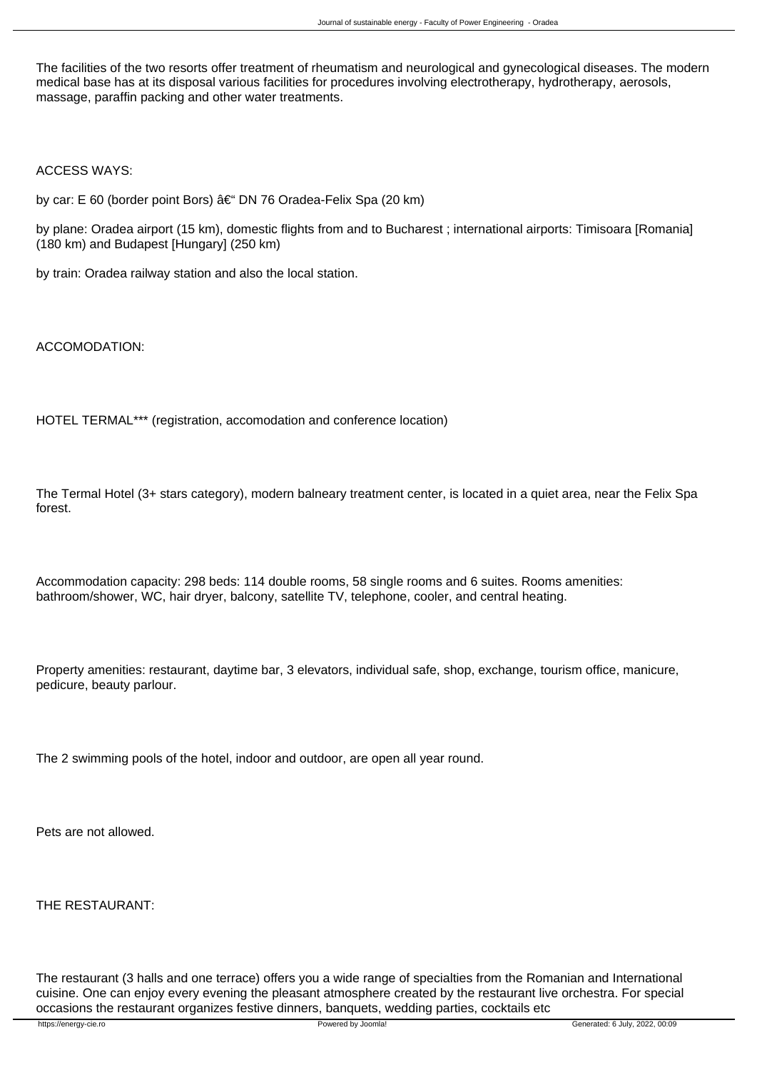The facilities of the two resorts offer treatment of rheumatism and neurological and gynecological diseases. The modern medical base has at its disposal various facilities for procedures involving electrotherapy, hydrotherapy, aerosols, massage, paraffin packing and other water treatments.

ACCESS WAYS:

by car: E 60 (border point Bors) â€" DN 76 Oradea-Felix Spa (20 km)

by plane: Oradea airport (15 km), domestic flights from and to Bucharest ; international airports: Timisoara [Romania] (180 km) and Budapest [Hungary] (250 km)

by train: Oradea railway station and also the local station.

ACCOMODATION:

HOTEL TERMAL*** (registration, accomodation and conference location)

The Termal Hotel (3+ stars category), modern balneary treatment center, is located in a quiet area, near the Felix Spa forest.

Accommodation capacity: 298 beds: 114 double rooms, 58 single rooms and 6 suites. Rooms amenities: bathroom/shower, WC, hair dryer, balcony, satellite TV, telephone, cooler, and central heating.

Property amenities: restaurant, daytime bar, 3 elevators, individual safe, shop, exchange, tourism office, manicure, pedicure, beauty parlour.

The 2 swimming pools of the hotel, indoor and outdoor, are open all year round.

Pets are not allowed.

THE RESTAURANT:

The restaurant (3 halls and one terrace) offers you a wide range of specialties from the Romanian and International cuisine. One can enjoy every evening the pleasant atmosphere created by the restaurant live orchestra. For special occasions the restaurant organizes festive dinners, banquets, wedding parties, cocktails etc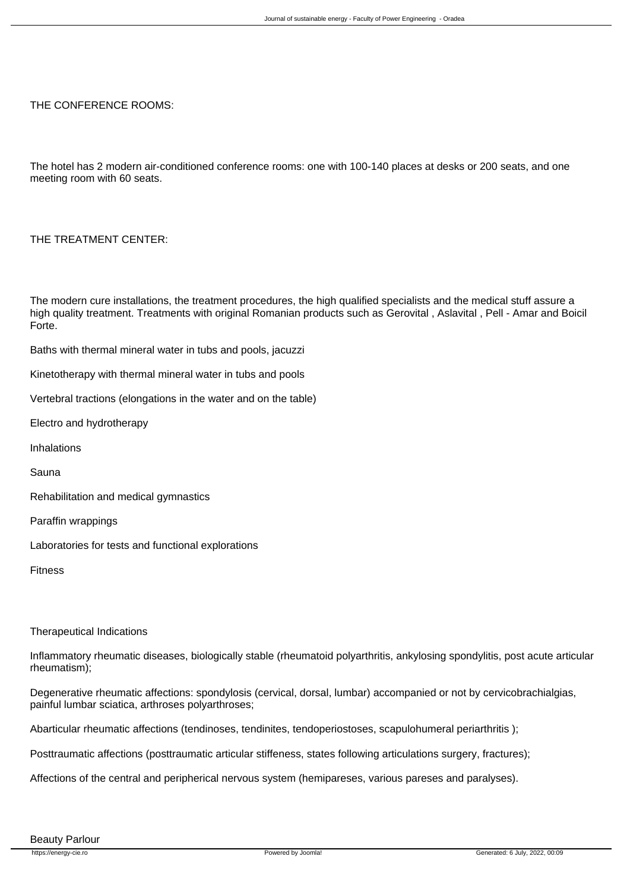THE CONFERENCE ROOMS:

The hotel has 2 modern air-conditioned conference rooms: one with 100-140 places at desks or 200 seats, and one meeting room with 60 seats.

THE TREATMENT CENTER:

The modern cure installations, the treatment procedures, the high qualified specialists and the medical stuff assure a high quality treatment. Treatments with original Romanian products such as Gerovital , Aslavital , Pell - Amar and Boicil Forte.

Baths with thermal mineral water in tubs and pools, jacuzzi

Kinetotherapy with thermal mineral water in tubs and pools

Vertebral tractions (elongations in the water and on the table)

Electro and hydrotherapy

Inhalations

Sauna

Rehabilitation and medical gymnastics

Paraffin wrappings

Laboratories for tests and functional explorations

Fitness

Therapeutical Indications

Inflammatory rheumatic diseases, biologically stable (rheumatoid polyarthritis, ankylosing spondylitis, post acute articular rheumatism);

Degenerative rheumatic affections: spondylosis (cervical, dorsal, lumbar) accompanied or not by cervicobrachialgias, painful lumbar sciatica, arthroses polyarthroses;

Abarticular rheumatic affections (tendinoses, tendinites, tendoperiostoses, scapulohumeral periarthritis );

Posttraumatic affections (posttraumatic articular stiffeness, states following articulations surgery, fractures);

Affections of the central and peripherical nervous system (hemipareses, various pareses and paralyses).

Beauty Parlour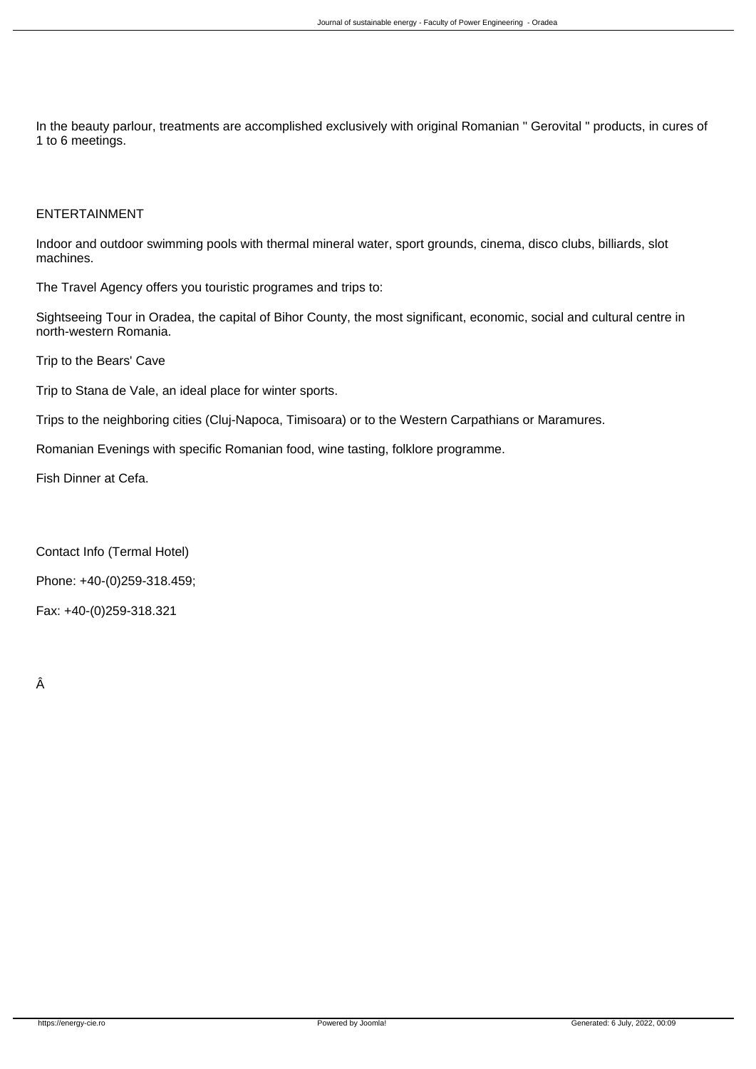In the beauty parlour, treatments are accomplished exclusively with original Romanian " Gerovital " products, in cures of 1 to 6 meetings.

## ENTERTAINMENT

Indoor and outdoor swimming pools with thermal mineral water, sport grounds, cinema, disco clubs, billiards, slot machines.

The Travel Agency offers you touristic programes and trips to:

Sightseeing Tour in Oradea, the capital of Bihor County, the most significant, economic, social and cultural centre in north-western Romania.

Trip to the Bears' Cave

Trip to Stana de Vale, an ideal place for winter sports.

Trips to the neighboring cities (Cluj-Napoca, Timisoara) or to the Western Carpathians or Maramures.

Romanian Evenings with specific Romanian food, wine tasting, folklore programme.

Fish Dinner at Cefa.

Contact Info (Termal Hotel)

Phone: +40-(0)259-318.459;

Fax: +40-(0)259-318.321

Â